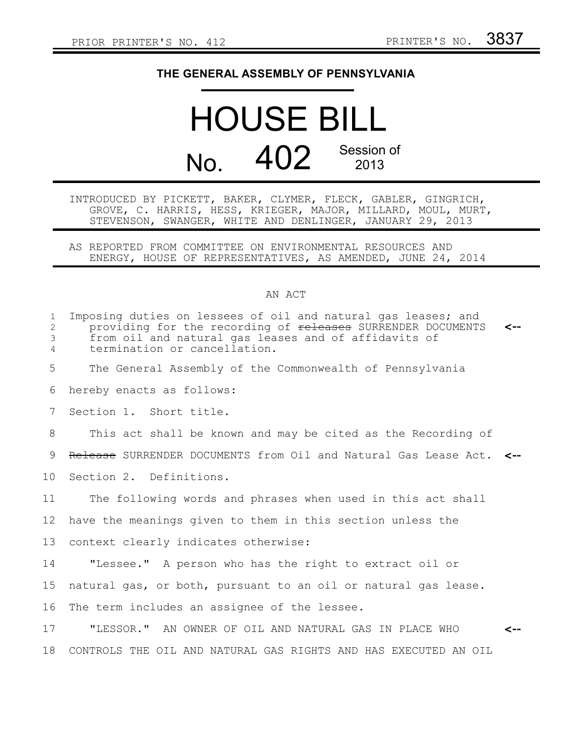PRIOR PRINTER'S NO. 412 PRINTER'S NO. 3837

# THE GENERAL ASSEMBLY OF PENNSYLVANIA

# HOUSE BILL

## No. 402 Session of 2013

INTRODUCED BY PICKETT, BAKER, CLYMER, FLECK, GABLER, GINGRICH, GROVE, C. HARRIS, HESS, KRIEGER, MAJOR, MILLARD, MOUL, MURT, STEVENSON, SWANGER, WHITE AND DENLINGER, JANUARY 29, 2013

AS REPORTED FROM COMMITTEE ON ENVIRONMENTAL RESOURCES AND ENERGY, HOUSE OF REPRESENTATIVES, AS AMENDED, JUNE 24, 2014

AN ACT

Imposing duties on lessees of oil and natural gas leases; and providing for the recording of ~~releases~~ SURRENDER DOCUMENTS from oil and natural gas leases and of affidavits of termination or cancellation.

The General Assembly of the Commonwealth of Pennsylvania hereby enacts as follows:

Section 1. Short title.

This act shall be known and may be cited as the Recording of ~~Release~~ SURRENDER DOCUMENTS from Oil and Natural Gas Lease Act.

Section 2. Definitions.

The following words and phrases when used in this act shall have the meanings given to them in this section unless the context clearly indicates otherwise:

"Lessee." A person who has the right to extract oil or natural gas, or both, pursuant to an oil or natural gas lease. The term includes an assignee of the lessee.

"LESSOR." AN OWNER OF OIL AND NATURAL GAS IN PLACE WHO CONTROLS THE OIL AND NATURAL GAS RIGHTS AND HAS EXECUTED AN OIL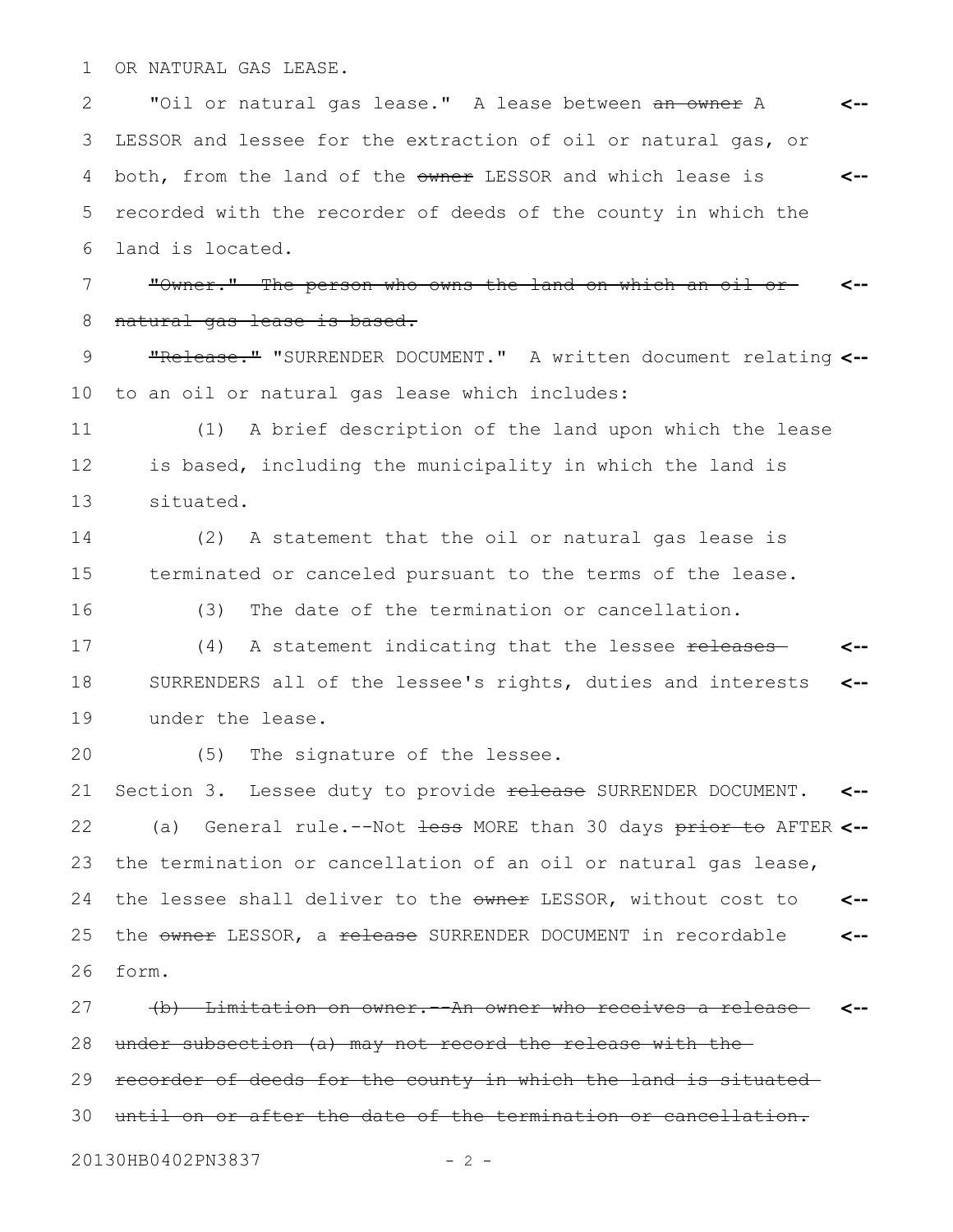OR NATURAL GAS LEASE.

"Oil or natural gas lease." A lease between ~~an owner~~ A LESSOR and lessee for the extraction of oil or natural gas, or both, from the land of the ~~owner~~ LESSOR and which lease is recorded with the recorder of deeds of the county in which the land is located.

~~"Owner." The person who owns the land on which an oil or natural gas lease is based.~~

~~"Release."~~ "SURRENDER DOCUMENT." A written document relating to an oil or natural gas lease which includes:

(1) A brief description of the land upon which the lease is based, including the municipality in which the land is situated.

(2) A statement that the oil or natural gas lease is terminated or canceled pursuant to the terms of the lease.

(3) The date of the termination or cancellation.

(4) A statement indicating that the lessee ~~releases~~ SURRENDERS all of the lessee's rights, duties and interests under the lease.

(5) The signature of the lessee.

Section 3. Lessee duty to provide ~~release~~ SURRENDER DOCUMENT.

(a) General rule.--Not ~~less~~ MORE than 30 days ~~prior to~~ AFTER the termination or cancellation of an oil or natural gas lease, the lessee shall deliver to the ~~owner~~ LESSOR, without cost to the ~~owner~~ LESSOR, a ~~release~~ SURRENDER DOCUMENT in recordable form.

~~(b) Limitation on owner.--An owner who receives a release under subsection (a) may not record the release with the recorder of deeds for the county in which the land is situated until on or after the date of the termination or cancellation.~~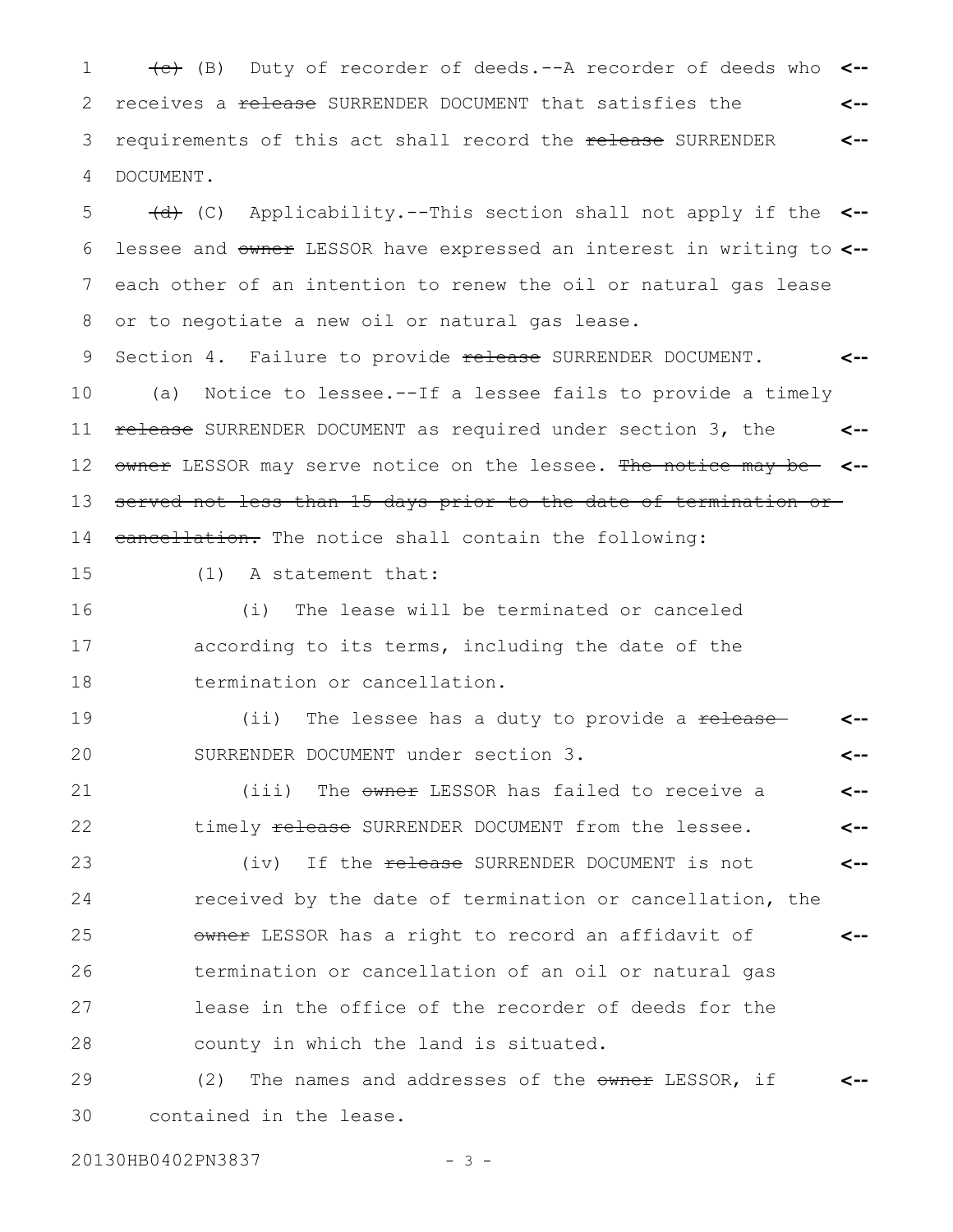~~(c)~~ (B) Duty of recorder of deeds.--A recorder of deeds who receives a ~~release~~ SURRENDER DOCUMENT that satisfies the requirements of this act shall record the ~~release~~ SURRENDER DOCUMENT.

~~(d)~~ (C) Applicability.--This section shall not apply if the lessee and ~~owner~~ LESSOR have expressed an interest in writing to each other of an intention to renew the oil or natural gas lease or to negotiate a new oil or natural gas lease.

Section 4. Failure to provide ~~release~~ SURRENDER DOCUMENT.

(a) Notice to lessee.--If a lessee fails to provide a timely ~~release~~ SURRENDER DOCUMENT as required under section 3, the ~~owner~~ LESSOR may serve notice on the lessee. ~~The notice may be served not less than 15 days prior to the date of termination or cancellation.~~ The notice shall contain the following:

(1) A statement that:

(i) The lease will be terminated or canceled according to its terms, including the date of the termination or cancellation.

(ii) The lessee has a duty to provide a ~~release~~ SURRENDER DOCUMENT under section 3.

(iii) The ~~owner~~ LESSOR has failed to receive a timely ~~release~~ SURRENDER DOCUMENT from the lessee.

(iv) If the ~~release~~ SURRENDER DOCUMENT is not received by the date of termination or cancellation, the ~~owner~~ LESSOR has a right to record an affidavit of termination or cancellation of an oil or natural gas lease in the office of the recorder of deeds for the county in which the land is situated.

(2) The names and addresses of the ~~owner~~ LESSOR, if contained in the lease.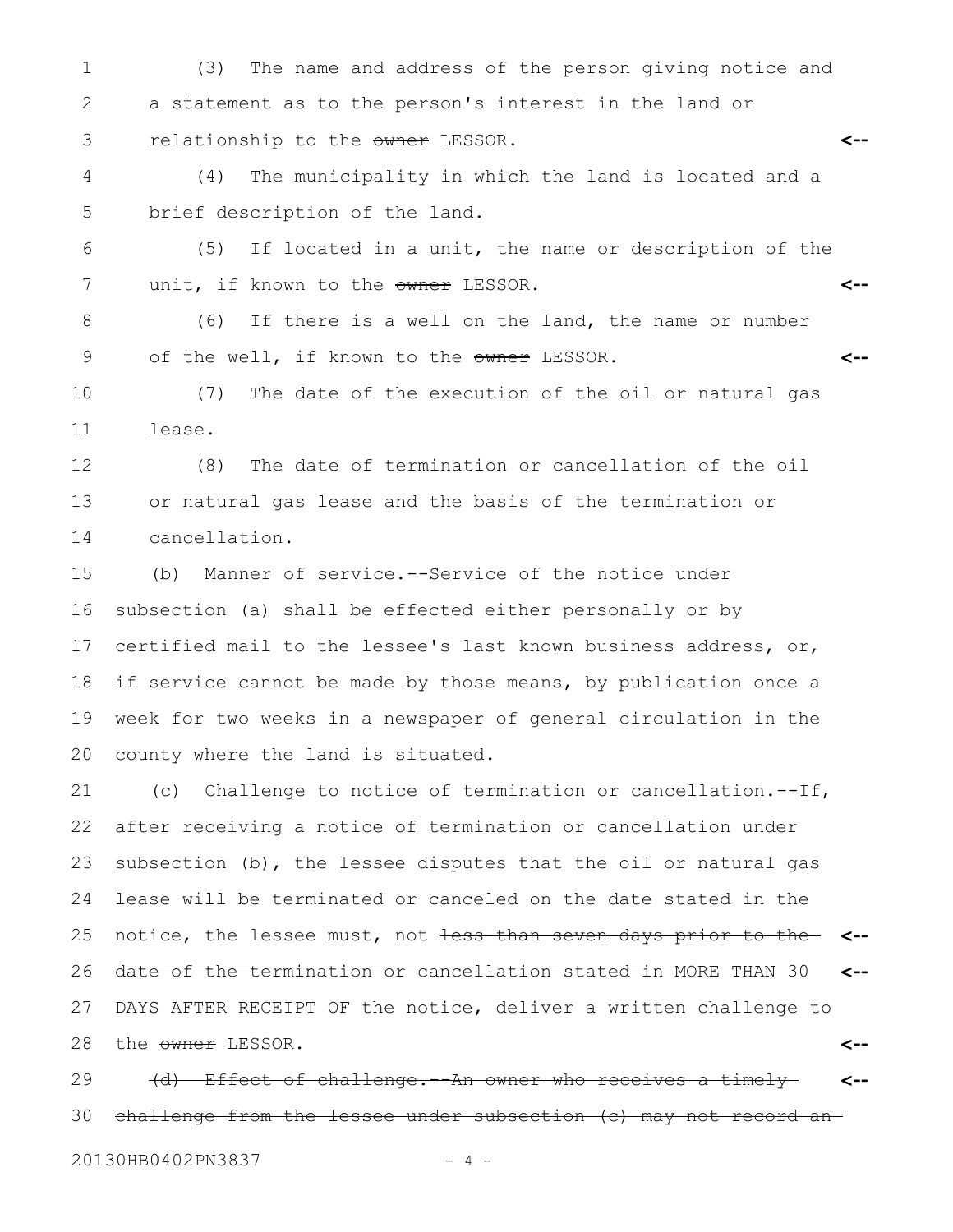(3) The name and address of the person giving notice and a statement as to the person's interest in the land or relationship to the ~~owner~~ LESSOR.

(4) The municipality in which the land is located and a brief description of the land.

(5) If located in a unit, the name or description of the unit, if known to the ~~owner~~ LESSOR.

(6) If there is a well on the land, the name or number of the well, if known to the ~~owner~~ LESSOR.

(7) The date of the execution of the oil or natural gas lease.

(8) The date of termination or cancellation of the oil or natural gas lease and the basis of the termination or cancellation.

(b) Manner of service.--Service of the notice under subsection (a) shall be effected either personally or by certified mail to the lessee's last known business address, or, if service cannot be made by those means, by publication once a week for two weeks in a newspaper of general circulation in the county where the land is situated.

(c) Challenge to notice of termination or cancellation.--If, after receiving a notice of termination or cancellation under subsection (b), the lessee disputes that the oil or natural gas lease will be terminated or canceled on the date stated in the notice, the lessee must, not ~~less than seven days prior to the date of the termination or cancellation stated in~~ MORE THAN 30 DAYS AFTER RECEIPT OF the notice, deliver a written challenge to the ~~owner~~ LESSOR.

~~(d) Effect of challenge.--An owner who receives a timely challenge from the lessee under subsection (c) may not record an~~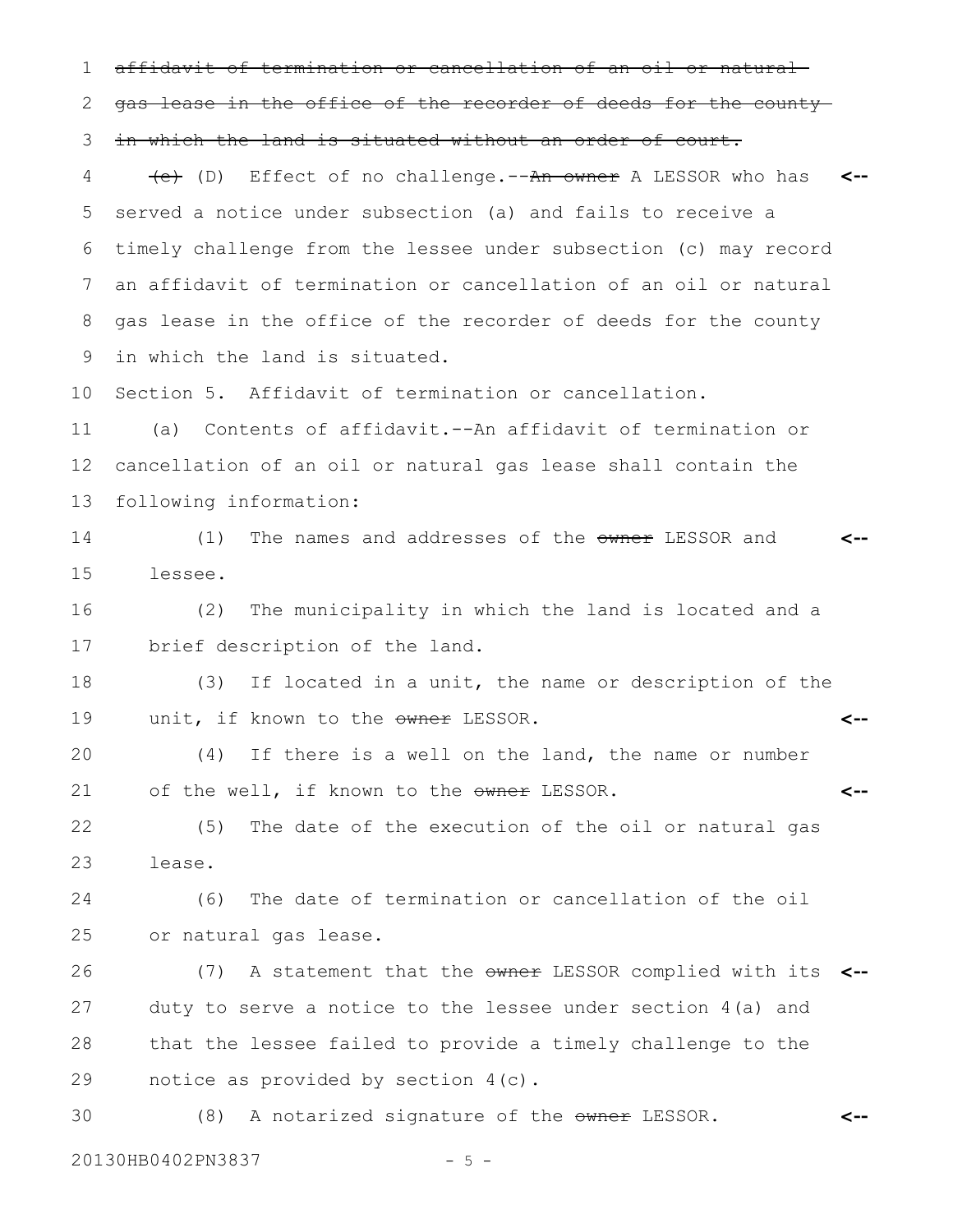~~affidavit of termination or cancellation of an oil or natural gas lease in the office of the recorder of deeds for the county in which the land is situated without an order of court.~~

~~(c)~~ (D) Effect of no challenge.--~~An owner~~ A LESSOR who has served a notice under subsection (a) and fails to receive a timely challenge from the lessee under subsection (c) may record an affidavit of termination or cancellation of an oil or natural gas lease in the office of the recorder of deeds for the county in which the land is situated.

Section 5. Affidavit of termination or cancellation.

(a) Contents of affidavit.--An affidavit of termination or cancellation of an oil or natural gas lease shall contain the following information:

(1) The names and addresses of the ~~owner~~ LESSOR and lessee.

(2) The municipality in which the land is located and a brief description of the land.

(3) If located in a unit, the name or description of the unit, if known to the ~~owner~~ LESSOR.

(4) If there is a well on the land, the name or number of the well, if known to the ~~owner~~ LESSOR.

(5) The date of the execution of the oil or natural gas lease.

(6) The date of termination or cancellation of the oil or natural gas lease.

(7) A statement that the ~~owner~~ LESSOR complied with its duty to serve a notice to the lessee under section 4(a) and that the lessee failed to provide a timely challenge to the notice as provided by section 4(c).

(8) A notarized signature of the ~~owner~~ LESSOR.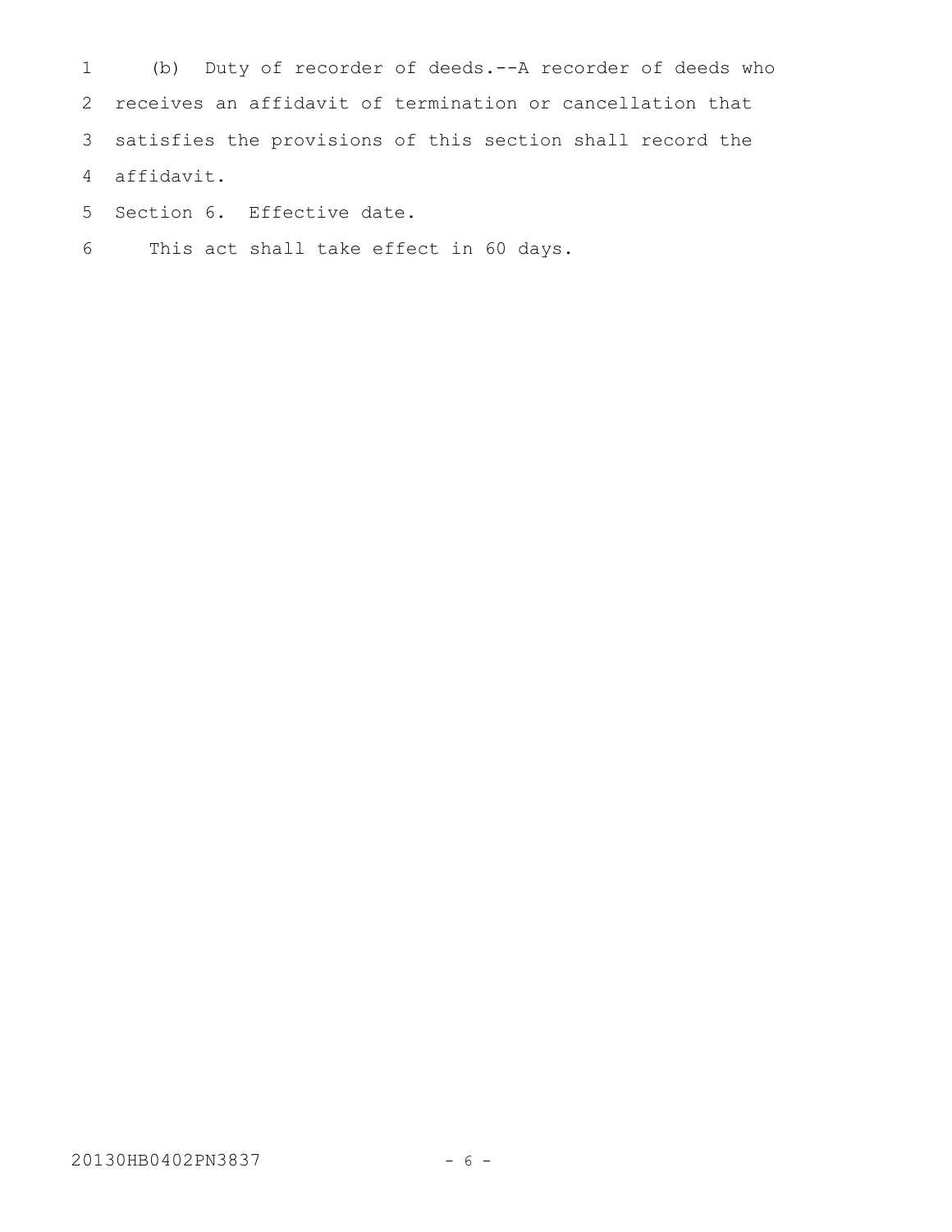(b) Duty of recorder of deeds.--A recorder of deeds who receives an affidavit of termination or cancellation that satisfies the provisions of this section shall record the affidavit.

Section 6. Effective date.

This act shall take effect in 60 days.